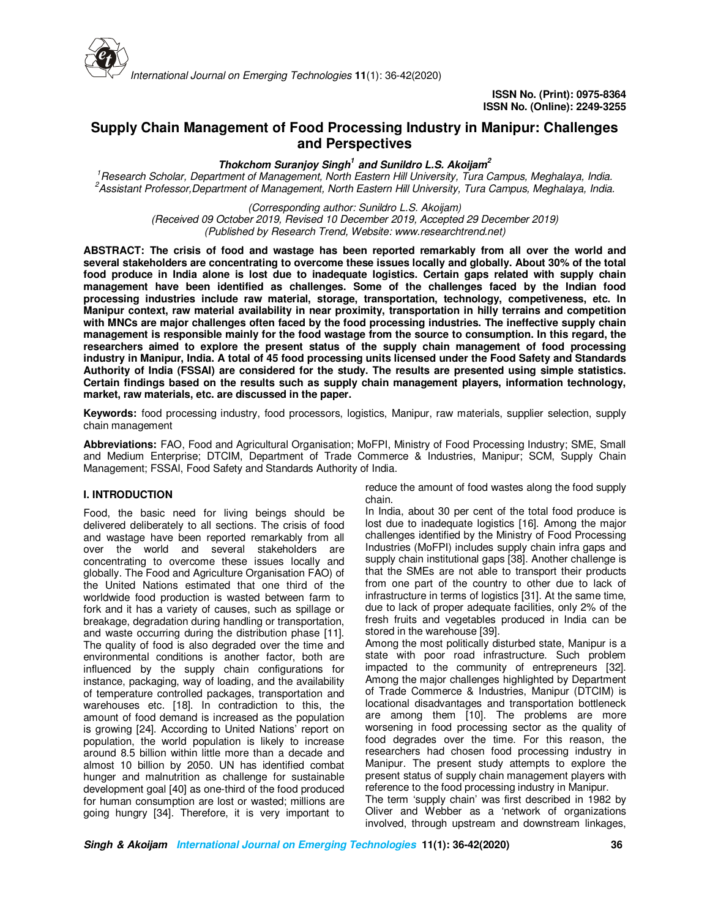ISSN No. (Print): 0975-8364
ISSN No. (Online): 2249-3255

# Supply Chain Management of Food Processing Industry in Manipur: Challenges and Perspectives

***Thokchom Suranjoy Singh[1] and Sunildro L.S. Akoijam[2]***

*[1]Research Scholar, Department of Management, North Eastern Hill University, Tura Campus, Meghalaya, India.*
*[2]Assistant Professor,Department of Management, North Eastern Hill University, Tura Campus, Meghalaya, India.*

*(Corresponding author: Sunildro L.S. Akoijam)*
*(Received 09 October 2019, Revised 10 December 2019, Accepted 29 December 2019)*
*(Published by Research Trend, Website: www.researchtrend.net)*

**ABSTRACT: The crisis of food and wastage has been reported remarkably from all over the world and several stakeholders are concentrating to overcome these issues locally and globally. About 30% of the total food produce in India alone is lost due to inadequate logistics. Certain gaps related with supply chain management have been identified as challenges. Some of the challenges faced by the Indian food processing industries include raw material, storage, transportation, technology, competiveness, etc. In Manipur context, raw material availability in near proximity, transportation in hilly terrains and competition with MNCs are major challenges often faced by the food processing industries. The ineffective supply chain management is responsible mainly for the food wastage from the source to consumption. In this regard, the researchers aimed to explore the present status of the supply chain management of food processing industry in Manipur, India. A total of 45 food processing units licensed under the Food Safety and Standards Authority of India (FSSAI) are considered for the study. The results are presented using simple statistics. Certain findings based on the results such as supply chain management players, information technology, market, raw materials, etc. are discussed in the paper.**

**Keywords:** food processing industry, food processors, logistics, Manipur, raw materials, supplier selection, supply chain management

**Abbreviations:** FAO, Food and Agricultural Organisation; MoFPI, Ministry of Food Processing Industry; SME, Small and Medium Enterprise; DTCIM, Department of Trade Commerce & Industries, Manipur; SCM, Supply Chain Management; FSSAI, Food Safety and Standards Authority of India.

## I. INTRODUCTION

Food, the basic need for living beings should be delivered deliberately to all sections. The crisis of food and wastage have been reported remarkably from all over the world and several stakeholders are concentrating to overcome these issues locally and globally. The Food and Agriculture Organisation FAO) of the United Nations estimated that one third of the worldwide food production is wasted between farm to fork and it has a variety of causes, such as spillage or breakage, degradation during handling or transportation, and waste occurring during the distribution phase [11]. The quality of food is also degraded over the time and environmental conditions is another factor, both are influenced by the supply chain configurations for instance, packaging, way of loading, and the availability of temperature controlled packages, transportation and warehouses etc. [18]. In contradiction to this, the amount of food demand is increased as the population is growing [24]. According to United Nations' report on population, the world population is likely to increase around 8.5 billion within little more than a decade and almost 10 billion by 2050. UN has identified combat hunger and malnutrition as challenge for sustainable development goal [40] as one-third of the food produced for human consumption are lost or wasted; millions are going hungry [34]. Therefore, it is very important to reduce the amount of food wastes along the food supply chain.

In India, about 30 per cent of the total food produce is lost due to inadequate logistics [16]. Among the major challenges identified by the Ministry of Food Processing Industries (MoFPI) includes supply chain infra gaps and supply chain institutional gaps [38]. Another challenge is that the SMEs are not able to transport their products from one part of the country to other due to lack of infrastructure in terms of logistics [31]. At the same time, due to lack of proper adequate facilities, only 2% of the fresh fruits and vegetables produced in India can be stored in the warehouse [39].

Among the most politically disturbed state, Manipur is a state with poor road infrastructure. Such problem impacted to the community of entrepreneurs [32]. Among the major challenges highlighted by Department of Trade Commerce & Industries, Manipur (DTCIM) is locational disadvantages and transportation bottleneck are among them [10]. The problems are more worsening in food processing sector as the quality of food degrades over the time. For this reason, the researchers had chosen food processing industry in Manipur. The present study attempts to explore the present status of supply chain management players with reference to the food processing industry in Manipur.

The term 'supply chain' was first described in 1982 by Oliver and Webber as a 'network of organizations involved, through upstream and downstream linkages,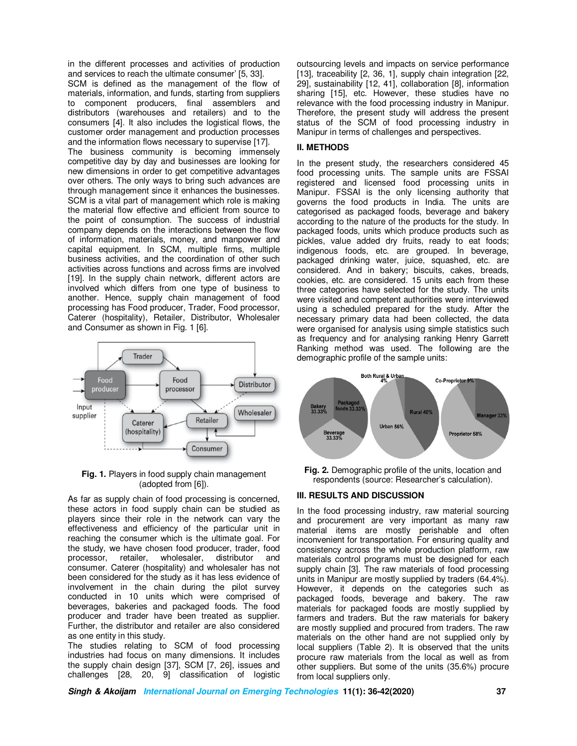in the different processes and activities of production and services to reach the ultimate consumer' [5, 33].

SCM is defined as the management of the flow of materials, information, and funds, starting from suppliers to component producers, final assemblers and distributors (warehouses and retailers) and to the consumers [4]. It also includes the logistical flows, the customer order management and production processes and the information flows necessary to supervise [17].

The business community is becoming immensely competitive day by day and businesses are looking for new dimensions in order to get competitive advantages over others. The only ways to bring such advances are through management since it enhances the businesses. SCM is a vital part of management which role is making the material flow effective and efficient from source to the point of consumption. The success of industrial company depends on the interactions between the flow of information, materials, money, and manpower and capital equipment. In SCM, multiple firms, multiple business activities, and the coordination of other such activities across functions and across firms are involved [19]. In the supply chain network, different actors are involved which differs from one type of business to another. Hence, supply chain management of food processing has Food producer, Trader, Food processor, Caterer (hospitality), Retailer, Distributor, Wholesaler and Consumer as shown in Fig. 1 [6].

**Fig. 1.** Players in food supply chain management (adopted from [6]).

As far as supply chain of food processing is concerned, these actors in food supply chain can be studied as players since their role in the network can vary the effectiveness and efficiency of the particular unit in reaching the consumer which is the ultimate goal. For the study, we have chosen food producer, trader, food processor, retailer, wholesaler, distributor and consumer. Caterer (hospitality) and wholesaler has not been considered for the study as it has less evidence of involvement in the chain during the pilot survey conducted in 10 units which were comprised of beverages, bakeries and packaged foods. The food producer and trader have been treated as supplier. Further, the distributor and retailer are also considered as one entity in this study.

The studies relating to SCM of food processing industries had focus on many dimensions. It includes the supply chain design [37], SCM [7, 26], issues and challenges [28, 20, 9] classification of logistic outsourcing levels and impacts on service performance [13], traceability [2, 36, 1], supply chain integration [22, 29], sustainability [12, 41], collaboration [8], information sharing [15], etc. However, these studies have no relevance with the food processing industry in Manipur. Therefore, the present study will address the present status of the SCM of food processing industry in Manipur in terms of challenges and perspectives.

## II. METHODS

In the present study, the researchers considered 45 food processing units. The sample units are FSSAI registered and licensed food processing units in Manipur. FSSAI is the only licensing authority that governs the food products in India. The units are categorised as packaged foods, beverage and bakery according to the nature of the products for the study. In packaged foods, units which produce products such as pickles, value added dry fruits, ready to eat foods; indigenous foods, etc. are grouped. In beverage, packaged drinking water, juice, squashed, etc. are considered. And in bakery; biscuits, cakes, breads, cookies, etc. are considered. 15 units each from these three categories have selected for the study. The units were visited and competent authorities were interviewed using a scheduled prepared for the study. After the necessary primary data had been collected, the data were organised for analysis using simple statistics such as frequency and for analysing ranking Henry Garrett Ranking method was used. The following are the demographic profile of the sample units:

**Fig. 2.** Demographic profile of the units, location and respondents (source: Researcher's calculation).

## III. RESULTS AND DISCUSSION

In the food processing industry, raw material sourcing and procurement are very important as many raw material items are mostly perishable and often inconvenient for transportation. For ensuring quality and consistency across the whole production platform, raw materials control programs must be designed for each supply chain [3]. The raw materials of food processing units in Manipur are mostly supplied by traders (64.4%). However, it depends on the categories such as packaged foods, beverage and bakery. The raw materials for packaged foods are mostly supplied by farmers and traders. But the raw materials for bakery are mostly supplied and procured from traders. The raw materials on the other hand are not supplied only by local suppliers (Table 2). It is observed that the units procure raw materials from the local as well as from other suppliers. But some of the units (35.6%) procure from local suppliers only.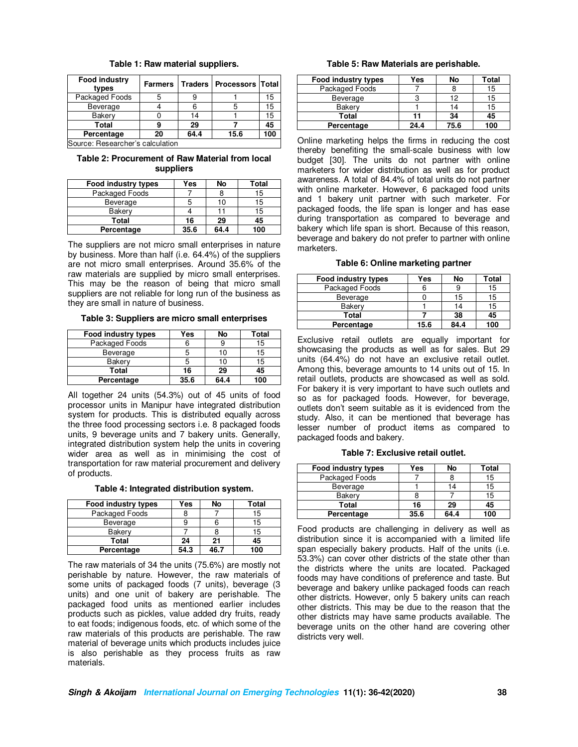**Table 1: Raw material suppliers.**

| Food industry types | Farmers | Traders | Processors | Total |
|---|---|---|---|---|
| Packaged Foods | 5 | 9 | 1 | 15 |
| Beverage | 4 | 6 | 5 | 15 |
| Bakery | 0 | 14 | 1 | 15 |
| **Total** | **9** | **29** | **7** | **45** |
| **Percentage** | **20** | **64.4** | **15.6** | **100** |

Source: Researcher's calculation

**Table 2: Procurement of Raw Material from local suppliers**

| Food industry types | Yes | No | Total |
|---|---|---|---|
| Packaged Foods | 7 | 8 | 15 |
| Beverage | 5 | 10 | 15 |
| Bakery | 4 | 11 | 15 |
| **Total** | **16** | **29** | **45** |
| **Percentage** | **35.6** | **64.4** | **100** |

The suppliers are not micro small enterprises in nature by business. More than half (i.e. 64.4%) of the suppliers are not micro small enterprises. Around 35.6% of the raw materials are supplied by micro small enterprises. This may be the reason of being that micro small suppliers are not reliable for long run of the business as they are small in nature of business.

**Table 3: Suppliers are micro small enterprises**

| Food industry types | Yes | No | Total |
|---|---|---|---|
| Packaged Foods | 6 | 9 | 15 |
| Beverage | 5 | 10 | 15 |
| Bakery | 5 | 10 | 15 |
| **Total** | **16** | **29** | **45** |
| **Percentage** | **35.6** | **64.4** | **100** |

All together 24 units (54.3%) out of 45 units of food processor units in Manipur have integrated distribution system for products. This is distributed equally across the three food processing sectors i.e. 8 packaged foods units, 9 beverage units and 7 bakery units. Generally, integrated distribution system help the units in covering wider area as well as in minimising the cost of transportation for raw material procurement and delivery of products.

**Table 4: Integrated distribution system.**

| Food industry types | Yes | No | Total |
|---|---|---|---|
| Packaged Foods | 8 | 7 | 15 |
| Beverage | 9 | 6 | 15 |
| Bakery | 7 | 8 | 15 |
| **Total** | **24** | **21** | **45** |
| **Percentage** | **54.3** | **46.7** | **100** |

The raw materials of 34 the units (75.6%) are mostly not perishable by nature. However, the raw materials of some units of packaged foods (7 units), beverage (3 units) and one unit of bakery are perishable. The packaged food units as mentioned earlier includes products such as pickles, value added dry fruits, ready to eat foods; indigenous foods, etc. of which some of the raw materials of this products are perishable. The raw material of beverage units which products includes juice is also perishable as they process fruits as raw materials.

**Table 5: Raw Materials are perishable.**

| Food industry types | Yes | No | Total |
|---|---|---|---|
| Packaged Foods | 7 | 8 | 15 |
| Beverage | 3 | 12 | 15 |
| Bakery | 1 | 14 | 15 |
| **Total** | **11** | **34** | **45** |
| **Percentage** | **24.4** | **75.6** | **100** |

Online marketing helps the firms in reducing the cost thereby benefiting the small-scale business with low budget [30]. The units do not partner with online marketers for wider distribution as well as for product awareness. A total of 84.4% of total units do not partner with online marketer. However, 6 packaged food units and 1 bakery unit partner with such marketer. For packaged foods, the life span is longer and has ease during transportation as compared to beverage and bakery which life span is short. Because of this reason, beverage and bakery do not prefer to partner with online marketers.

**Table 6: Online marketing partner**

| Food industry types | Yes | No | Total |
|---|---|---|---|
| Packaged Foods | 6 | 9 | 15 |
| Beverage | 0 | 15 | 15 |
| Bakery | 1 | 14 | 15 |
| **Total** | **7** | **38** | **45** |
| **Percentage** | **15.6** | **84.4** | **100** |

Exclusive retail outlets are equally important for showcasing the products as well as for sales. But 29 units (64.4%) do not have an exclusive retail outlet. Among this, beverage amounts to 14 units out of 15. In retail outlets, products are showcased as well as sold. For bakery it is very important to have such outlets and so as for packaged foods. However, for beverage, outlets don't seem suitable as it is evidenced from the study. Also, it can be mentioned that beverage has lesser number of product items as compared to packaged foods and bakery.

**Table 7: Exclusive retail outlet.**

| Food industry types | Yes | No | Total |
|---|---|---|---|
| Packaged Foods | 7 | 8 | 15 |
| Beverage | 1 | 14 | 15 |
| Bakery | 8 | 7 | 15 |
| **Total** | **16** | **29** | **45** |
| **Percentage** | **35.6** | **64.4** | **100** |

Food products are challenging in delivery as well as distribution since it is accompanied with a limited life span especially bakery products. Half of the units (i.e. 53.3%) can cover other districts of the state other than the districts where the units are located. Packaged foods may have conditions of preference and taste. But beverage and bakery unlike packaged foods can reach other districts. However, only 5 bakery units can reach other districts. This may be due to the reason that the other districts may have same products available. The beverage units on the other hand are covering other districts very well.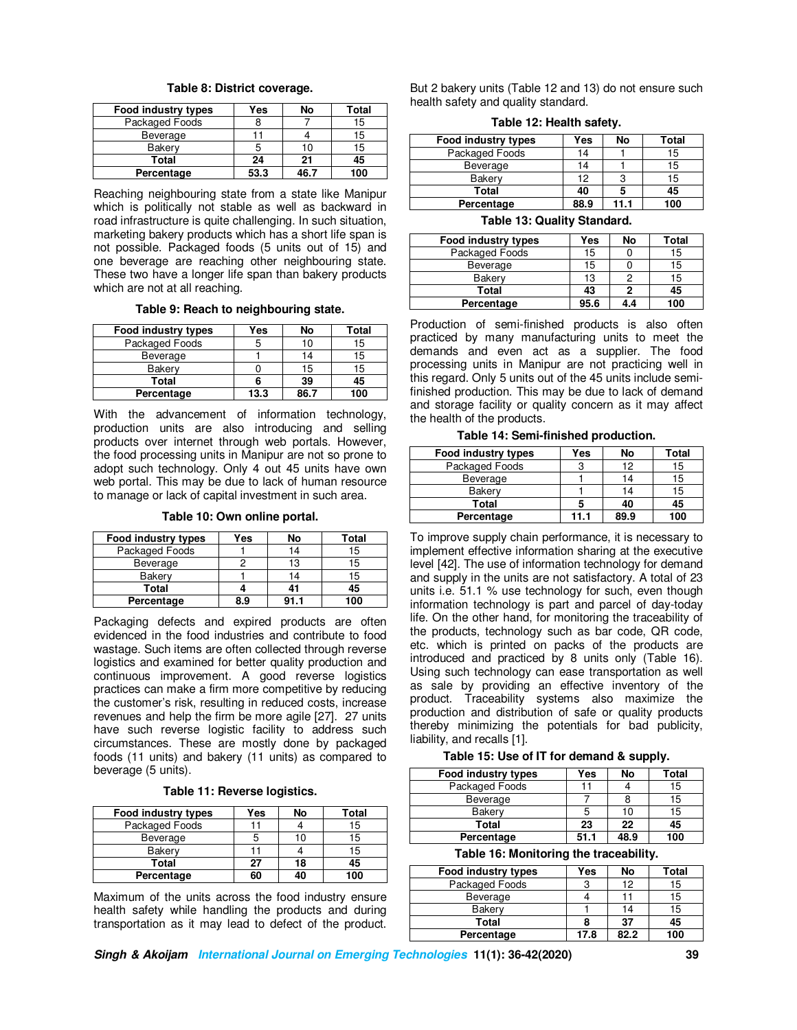**Table 8: District coverage.**

| Food industry types | Yes | No | Total |
|---|---|---|---|
| Packaged Foods | 8 | 7 | 15 |
| Beverage | 11 | 4 | 15 |
| Bakery | 5 | 10 | 15 |
| **Total** | **24** | **21** | **45** |
| **Percentage** | **53.3** | **46.7** | **100** |

Reaching neighbouring state from a state like Manipur which is politically not stable as well as backward in road infrastructure is quite challenging. In such situation, marketing bakery products which has a short life span is not possible. Packaged foods (5 units out of 15) and one beverage are reaching other neighbouring state. These two have a longer life span than bakery products which are not at all reaching.

**Table 9: Reach to neighbouring state.**

| Food industry types | Yes | No | Total |
|---|---|---|---|
| Packaged Foods | 5 | 10 | 15 |
| Beverage | 1 | 14 | 15 |
| Bakery | 0 | 15 | 15 |
| **Total** | **6** | **39** | **45** |
| **Percentage** | **13.3** | **86.7** | **100** |

With the advancement of information technology, production units are also introducing and selling products over internet through web portals. However, the food processing units in Manipur are not so prone to adopt such technology. Only 4 out 45 units have own web portal. This may be due to lack of human resource to manage or lack of capital investment in such area.

**Table 10: Own online portal.**

| Food industry types | Yes | No | Total |
|---|---|---|---|
| Packaged Foods | 1 | 14 | 15 |
| Beverage | 2 | 13 | 15 |
| Bakery | 1 | 14 | 15 |
| **Total** | **4** | **41** | **45** |
| **Percentage** | **8.9** | **91.1** | **100** |

Packaging defects and expired products are often evidenced in the food industries and contribute to food wastage. Such items are often collected through reverse logistics and examined for better quality production and continuous improvement. A good reverse logistics practices can make a firm more competitive by reducing the customer's risk, resulting in reduced costs, increase revenues and help the firm be more agile [27]. 27 units have such reverse logistic facility to address such circumstances. These are mostly done by packaged foods (11 units) and bakery (11 units) as compared to beverage (5 units).

**Table 11: Reverse logistics.**

| Food industry types | Yes | No | Total |
|---|---|---|---|
| Packaged Foods | 11 | 4 | 15 |
| Beverage | 5 | 10 | 15 |
| Bakery | 11 | 4 | 15 |
| **Total** | **27** | **18** | **45** |
| **Percentage** | **60** | **40** | **100** |

Maximum of the units across the food industry ensure health safety while handling the products and during transportation as it may lead to defect of the product. But 2 bakery units (Table 12 and 13) do not ensure such health safety and quality standard.

**Table 12: Health safety.**

| Food industry types | Yes | No | Total |
|---|---|---|---|
| Packaged Foods | 14 | 1 | 15 |
| Beverage | 14 | 1 | 15 |
| Bakery | 12 | 3 | 15 |
| **Total** | **40** | **5** | **45** |
| **Percentage** | **88.9** | **11.1** | **100** |

**Table 13: Quality Standard.**

| Food industry types | Yes | No | Total |
|---|---|---|---|
| Packaged Foods | 15 | 0 | 15 |
| Beverage | 15 | 0 | 15 |
| Bakery | 13 | 2 | 15 |
| **Total** | **43** | **2** | **45** |
| **Percentage** | **95.6** | **4.4** | **100** |

Production of semi-finished products is also often practiced by many manufacturing units to meet the demands and even act as a supplier. The food processing units in Manipur are not practicing well in this regard. Only 5 units out of the 45 units include semi-finished production. This may be due to lack of demand and storage facility or quality concern as it may affect the health of the products.

**Table 14: Semi-finished production.**

| Food industry types | Yes | No | Total |
|---|---|---|---|
| Packaged Foods | 3 | 12 | 15 |
| Beverage | 1 | 14 | 15 |
| Bakery | 1 | 14 | 15 |
| **Total** | **5** | **40** | **45** |
| **Percentage** | **11.1** | **89.9** | **100** |

To improve supply chain performance, it is necessary to implement effective information sharing at the executive level [42]. The use of information technology for demand and supply in the units are not satisfactory. A total of 23 units i.e. 51.1 % use technology for such, even though information technology is part and parcel of day-today life. On the other hand, for monitoring the traceability of the products, technology such as bar code, QR code, etc. which is printed on packs of the products are introduced and practiced by 8 units only (Table 16). Using such technology can ease transportation as well as sale by providing an effective inventory of the product. Traceability systems also maximize the production and distribution of safe or quality products thereby minimizing the potentials for bad publicity, liability, and recalls [1].

**Table 15: Use of IT for demand & supply.**

| Food industry types | Yes | No | Total |
|---|---|---|---|
| Packaged Foods | 11 | 4 | 15 |
| Beverage | 7 | 8 | 15 |
| Bakery | 5 | 10 | 15 |
| **Total** | **23** | **22** | **45** |
| **Percentage** | **51.1** | **48.9** | **100** |

**Table 16: Monitoring the traceability.**

| Food industry types | Yes | No | Total |
|---|---|---|---|
| Packaged Foods | 3 | 12 | 15 |
| Beverage | 4 | 11 | 15 |
| Bakery | 1 | 14 | 15 |
| **Total** | **8** | **37** | **45** |
| **Percentage** | **17.8** | **82.2** | **100** |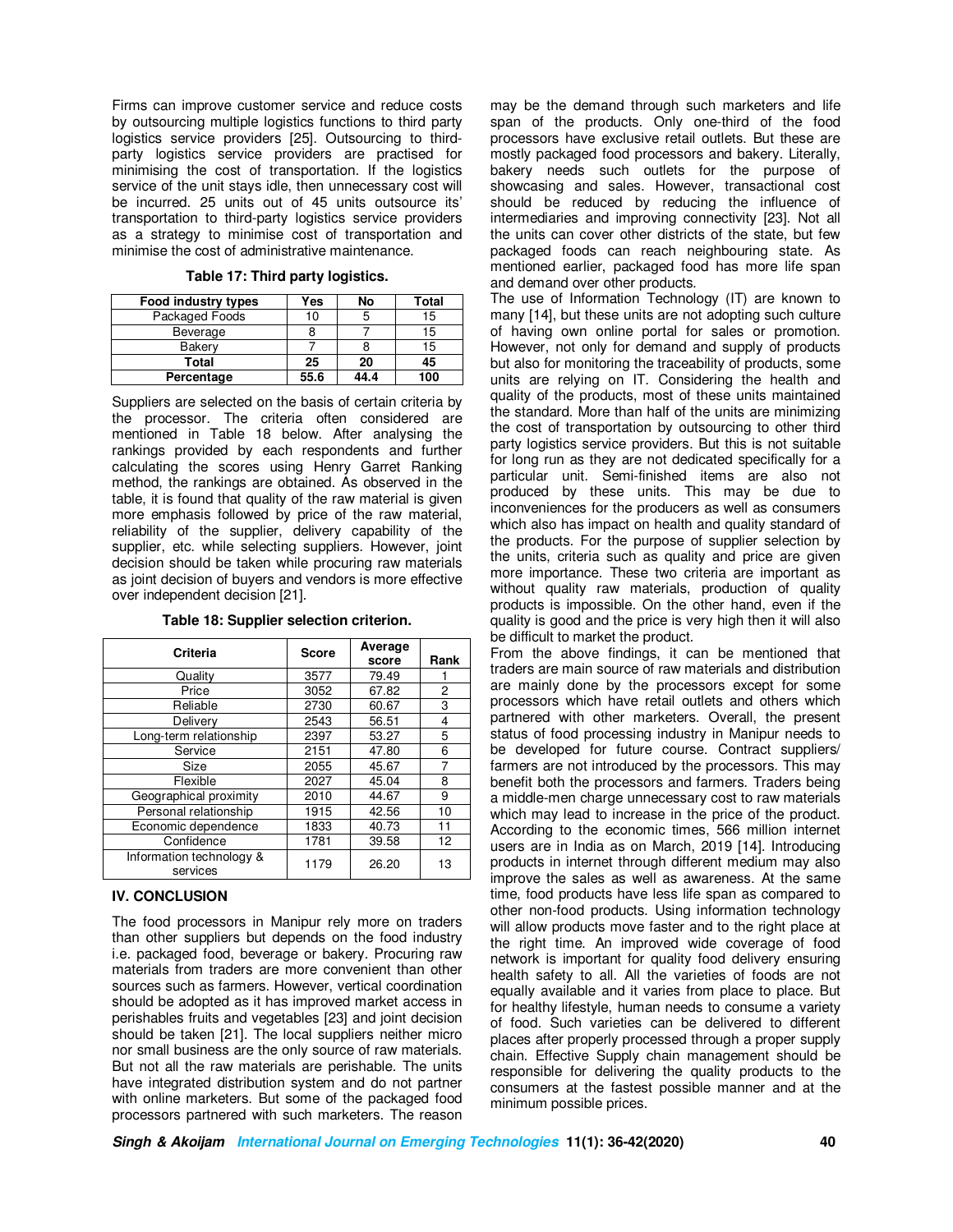Firms can improve customer service and reduce costs by outsourcing multiple logistics functions to third party logistics service providers [25]. Outsourcing to third-party logistics service providers are practised for minimising the cost of transportation. If the logistics service of the unit stays idle, then unnecessary cost will be incurred. 25 units out of 45 units outsource its' transportation to third-party logistics service providers as a strategy to minimise cost of transportation and minimise the cost of administrative maintenance.

**Table 17: Third party logistics.**

| Food industry types | Yes | No | Total |
|---|---|---|---|
| Packaged Foods | 10 | 5 | 15 |
| Beverage | 8 | 7 | 15 |
| Bakery | 7 | 8 | 15 |
| **Total** | **25** | **20** | **45** |
| **Percentage** | **55.6** | **44.4** | **100** |

Suppliers are selected on the basis of certain criteria by the processor. The criteria often considered are mentioned in Table 18 below. After analysing the rankings provided by each respondents and further calculating the scores using Henry Garret Ranking method, the rankings are obtained. As observed in the table, it is found that quality of the raw material is given more emphasis followed by price of the raw material, reliability of the supplier, delivery capability of the supplier, etc. while selecting suppliers. However, joint decision should be taken while procuring raw materials as joint decision of buyers and vendors is more effective over independent decision [21].

**Table 18: Supplier selection criterion.**

| Criteria | Score | Average score | Rank |
|---|---|---|---|
| Quality | 3577 | 79.49 | 1 |
| Price | 3052 | 67.82 | 2 |
| Reliable | 2730 | 60.67 | 3 |
| Delivery | 2543 | 56.51 | 4 |
| Long-term relationship | 2397 | 53.27 | 5 |
| Service | 2151 | 47.80 | 6 |
| Size | 2055 | 45.67 | 7 |
| Flexible | 2027 | 45.04 | 8 |
| Geographical proximity | 2010 | 44.67 | 9 |
| Personal relationship | 1915 | 42.56 | 10 |
| Economic dependence | 1833 | 40.73 | 11 |
| Confidence | 1781 | 39.58 | 12 |
| Information technology & services | 1179 | 26.20 | 13 |

## IV. CONCLUSION

The food processors in Manipur rely more on traders than other suppliers but depends on the food industry i.e. packaged food, beverage or bakery. Procuring raw materials from traders are more convenient than other sources such as farmers. However, vertical coordination should be adopted as it has improved market access in perishables fruits and vegetables [23] and joint decision should be taken [21]. The local suppliers neither micro nor small business are the only source of raw materials. But not all the raw materials are perishable. The units have integrated distribution system and do not partner with online marketers. But some of the packaged food processors partnered with such marketers. The reason may be the demand through such marketers and life span of the products. Only one-third of the food processors have exclusive retail outlets. But these are mostly packaged food processors and bakery. Literally, bakery needs such outlets for the purpose of showcasing and sales. However, transactional cost should be reduced by reducing the influence of intermediaries and improving connectivity [23]. Not all the units can cover other districts of the state, but few packaged foods can reach neighbouring state. As mentioned earlier, packaged food has more life span and demand over other products.

The use of Information Technology (IT) are known to many [14], but these units are not adopting such culture of having own online portal for sales or promotion. However, not only for demand and supply of products but also for monitoring the traceability of products, some units are relying on IT. Considering the health and quality of the products, most of these units maintained the standard. More than half of the units are minimizing the cost of transportation by outsourcing to other third party logistics service providers. But this is not suitable for long run as they are not dedicated specifically for a particular unit. Semi-finished items are also not produced by these units. This may be due to inconveniences for the producers as well as consumers which also has impact on health and quality standard of the products. For the purpose of supplier selection by the units, criteria such as quality and price are given more importance. These two criteria are important as without quality raw materials, production of quality products is impossible. On the other hand, even if the quality is good and the price is very high then it will also be difficult to market the product.

From the above findings, it can be mentioned that traders are main source of raw materials and distribution are mainly done by the processors except for some processors which have retail outlets and others which partnered with other marketers. Overall, the present status of food processing industry in Manipur needs to be developed for future course. Contract suppliers/ farmers are not introduced by the processors. This may benefit both the processors and farmers. Traders being a middle-men charge unnecessary cost to raw materials which may lead to increase in the price of the product. According to the economic times, 566 million internet users are in India as on March, 2019 [14]. Introducing products in internet through different medium may also improve the sales as well as awareness. At the same time, food products have less life span as compared to other non-food products. Using information technology will allow products move faster and to the right place at the right time. An improved wide coverage of food network is important for quality food delivery ensuring health safety to all. All the varieties of foods are not equally available and it varies from place to place. But for healthy lifestyle, human needs to consume a variety of food. Such varieties can be delivered to different places after properly processed through a proper supply chain. Effective Supply chain management should be responsible for delivering the quality products to the consumers at the fastest possible manner and at the minimum possible prices.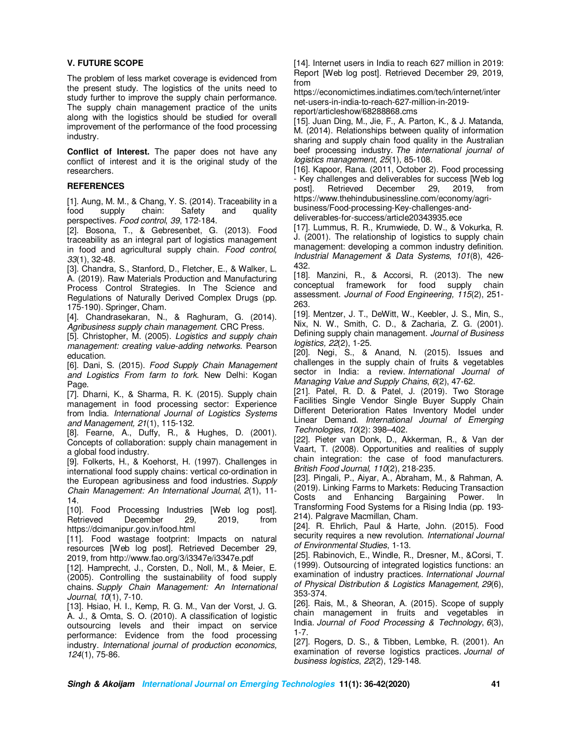## V. FUTURE SCOPE

The problem of less market coverage is evidenced from the present study. The logistics of the units need to study further to improve the supply chain performance. The supply chain management practice of the units along with the logistics should be studied for overall improvement of the performance of the food processing industry.

**Conflict of Interest.** The paper does not have any conflict of interest and it is the original study of the researchers.

## REFERENCES

[1]. Aung, M. M., & Chang, Y. S. (2014). Traceability in a food supply chain: Safety and quality perspectives. *Food control*, *39*, 172-184.

[2]. Bosona, T., & Gebresenbet, G. (2013). Food traceability as an integral part of logistics management in food and agricultural supply chain. *Food control, 33*(1), 32-48.

[3]. Chandra, S., Stanford, D., Fletcher, E., & Walker, L. A. (2019). Raw Materials Production and Manufacturing Process Control Strategies. In The Science and Regulations of Naturally Derived Complex Drugs (pp. 175-190). Springer, Cham.

[4]. Chandrasekaran, N., & Raghuram, G. (2014). *Agribusiness supply chain management*. CRC Press.

[5]. Christopher, M. (2005). *Logistics and supply chain management: creating value-adding networks*. Pearson education.

[6]. Dani, S. (2015). *Food Supply Chain Management and Logistics From farm to fork*. New Delhi: Kogan Page.

[7]. Dharni, K., & Sharma, R. K. (2015). Supply chain management in food processing sector: Experience from India. *International Journal of Logistics Systems and Management, 21*(1), 115-132.

[8]. Fearne, A., Duffy, R., & Hughes, D. (2001). Concepts of collaboration: supply chain management in a global food industry.

[9]. Folkerts, H., & Koehorst, H. (1997). Challenges in international food supply chains: vertical co-ordination in the European agribusiness and food industries. *Supply Chain Management: An International Journal*, *2*(1), 11-14.

[10]. Food Processing Industries [Web log post]. Retrieved December 29, 2019, from https://dcimanipur.gov.in/food.html

[11]. Food wastage footprint: Impacts on natural resources [Web log post]. Retrieved December 29, 2019, from http://www.fao.org/3/i3347e/i3347e.pdf

[12]. Hamprecht, J., Corsten, D., Noll, M., & Meier, E. (2005). Controlling the sustainability of food supply chains. *Supply Chain Management: An International Journal*, *10*(1), 7-10.

[13]. Hsiao, H. I., Kemp, R. G. M., Van der Vorst, J. G. A. J., & Omta, S. O. (2010). A classification of logistic outsourcing levels and their impact on service performance: Evidence from the food processing industry. *International journal of production economics, 124*(1), 75-86.

[14]. Internet users in India to reach 627 million in 2019: Report [Web log post]. Retrieved December 29, 2019, from https://economictimes.indiatimes.com/tech/internet/internet-users-in-india-to-reach-627-million-in-2019-report/articleshow/68288868.cms

[15]. Juan Ding, M., Jie, F., A. Parton, K., & J. Matanda, M. (2014). Relationships between quality of information sharing and supply chain food quality in the Australian beef processing industry. *The international journal of logistics management*, *25*(1), 85-108.

[16]. Kapoor, Rana. (2011, October 2). Food processing - Key challenges and deliverables for success [Web log post]. Retrieved December 29, 2019, from https://www.thehindubusinessline.com/economy/agri-business/Food-processing-Key-challenges-and-deliverables-for-success/article20343935.ece

[17]. Lummus, R. R., Krumwiede, D. W., & Vokurka, R. J. (2001). The relationship of logistics to supply chain management: developing a common industry definition. *Industrial Management & Data Systems*, *101*(8), 426-432.

[18]. Manzini, R., & Accorsi, R. (2013). The new conceptual framework for food supply chain assessment. *Journal of Food Engineering, 115*(2), 251-263.

[19]. Mentzer, J. T., DeWitt, W., Keebler, J. S., Min, S., Nix, N. W., Smith, C. D., & Zacharia, Z. G. (2001). Defining supply chain management. *Journal of Business logistics, 22*(2), 1-25.

[20]. Negi, S., & Anand, N. (2015). Issues and challenges in the supply chain of fruits & vegetables sector in India: a review. *International Journal of Managing Value and Supply Chains*, *6*(2), 47-62.

[21]. Patel, R. D. & Patel, J. (2019). Two Storage Facilities Single Vendor Single Buyer Supply Chain Different Deterioration Rates Inventory Model under Linear Demand. *International Journal of Emerging Technologies*, *10*(2): 398–402.

[22]. Pieter van Donk, D., Akkerman, R., & Van der Vaart, T. (2008). Opportunities and realities of supply chain integration: the case of food manufacturers. *British Food Journal, 110*(2), 218-235.

[23]. Pingali, P., Aiyar, A., Abraham, M., & Rahman, A. (2019). Linking Farms to Markets: Reducing Transaction Costs and Enhancing Bargaining Power. In Transforming Food Systems for a Rising India (pp. 193-214). Palgrave Macmillan, Cham.

[24]. R. Ehrlich, Paul & Harte, John. (2015). Food security requires a new revolution. *International Journal of Environmental Studies*, 1-13.

[25]. Rabinovich, E., Windle, R., Dresner, M., &Corsi, T. (1999). Outsourcing of integrated logistics functions: an examination of industry practices. *International Journal of Physical Distribution & Logistics Management*, *29*(6), 353-374.

[26]. Rais, M., & Sheoran, A. (2015). Scope of supply chain management in fruits and vegetables in India. *Journal of Food Processing & Technology*, *6*(3), 1-7.

[27]. Rogers, D. S., & Tibben, Lembke, R. (2001). An examination of reverse logistics practices. *Journal of business logistics*, *22*(2), 129-148.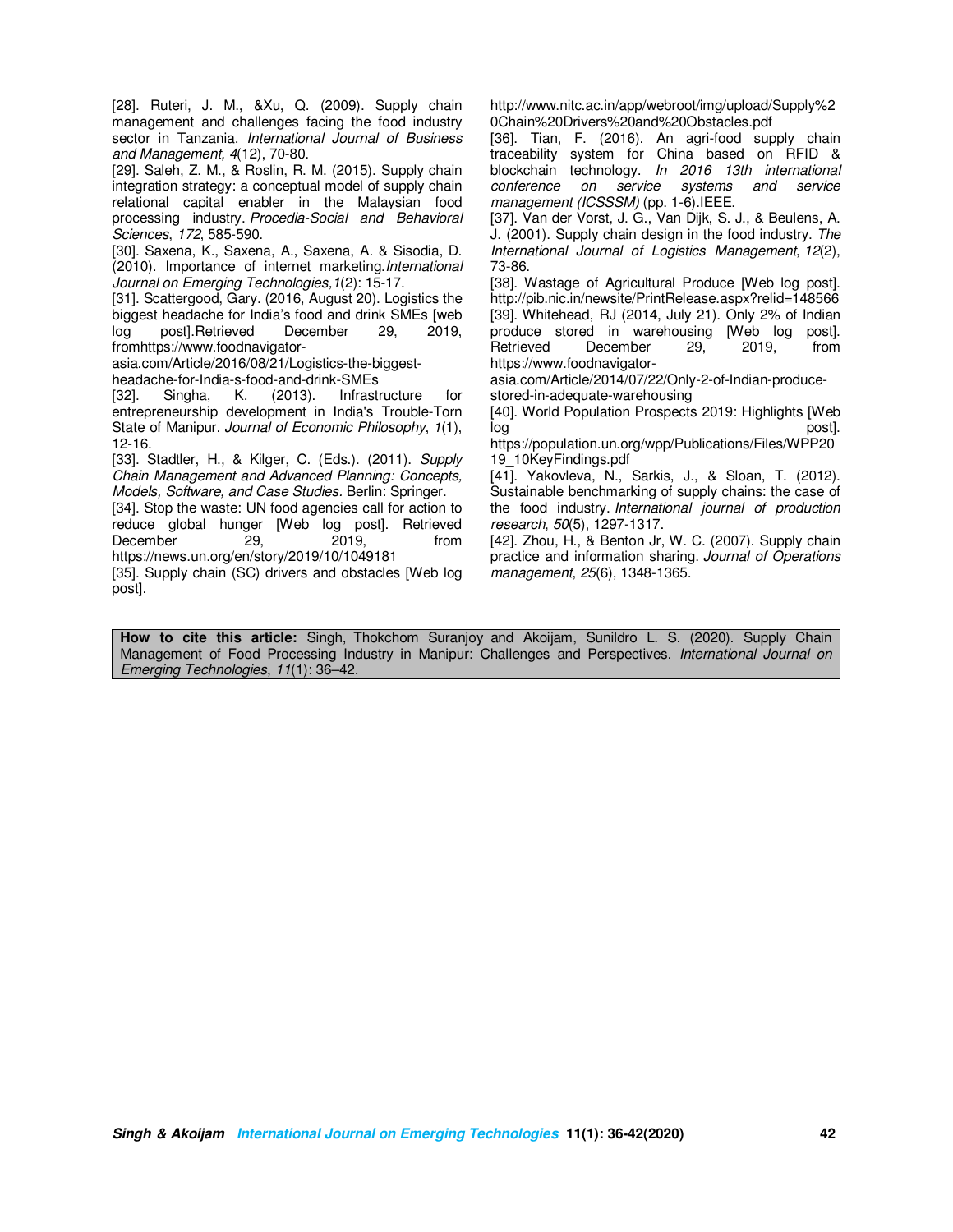[28]. Ruteri, J. M., &Xu, Q. (2009). Supply chain management and challenges facing the food industry sector in Tanzania. *International Journal of Business and Management, 4*(12), 70-80.

[29]. Saleh, Z. M., & Roslin, R. M. (2015). Supply chain integration strategy: a conceptual model of supply chain relational capital enabler in the Malaysian food processing industry. *Procedia-Social and Behavioral Sciences*, *172*, 585-590.

[30]. Saxena, K., Saxena, A., Saxena, A. & Sisodia, D. (2010). Importance of internet marketing.*International Journal on Emerging Technologies,1*(2): 15-17.

[31]. Scattergood, Gary. (2016, August 20). Logistics the biggest headache for India's food and drink SMEs [web log post].Retrieved December 29, 2019, fromhttps://www.foodnavigator-asia.com/Article/2016/08/21/Logistics-the-biggest-headache-for-India-s-food-and-drink-SMEs

[32]. Singha, K. (2013). Infrastructure for entrepreneurship development in India's Trouble-Torn State of Manipur. *Journal of Economic Philosophy*, *1*(1), 12-16.

[33]. Stadtler, H., & Kilger, C. (Eds.). (2011). *Supply Chain Management and Advanced Planning: Concepts, Models, Software, and Case Studies*. Berlin: Springer.

[34]. Stop the waste: UN food agencies call for action to reduce global hunger [Web log post]. Retrieved December 29, 2019, from https://news.un.org/en/story/2019/10/1049181

[35]. Supply chain (SC) drivers and obstacles [Web log post]. http://www.nitc.ac.in/app/webroot/img/upload/Supply%20Chain%20Drivers%20and%20Obstacles.pdf

[36]. Tian, F. (2016). An agri-food supply chain traceability system for China based on RFID & blockchain technology. *In 2016 13th international conference on service systems and service management (ICSSSM)* (pp. 1-6).IEEE.

[37]. Van der Vorst, J. G., Van Dijk, S. J., & Beulens, A. J. (2001). Supply chain design in the food industry. *The International Journal of Logistics Management*, *12*(2), 73-86.

[38]. Wastage of Agricultural Produce [Web log post]. http://pib.nic.in/newsite/PrintRelease.aspx?relid=148566

[39]. Whitehead, RJ (2014, July 21). Only 2% of Indian produce stored in warehousing [Web log post]. Retrieved December 29, 2019, from https://www.foodnavigator-asia.com/Article/2014/07/22/Only-2-of-Indian-produce-stored-in-adequate-warehousing

[40]. World Population Prospects 2019: Highlights [Web log post]. https://population.un.org/wpp/Publications/Files/WPP2019_10KeyFindings.pdf

[41]. Yakovleva, N., Sarkis, J., & Sloan, T. (2012). Sustainable benchmarking of supply chains: the case of the food industry. *International journal of production research*, *50*(5), 1297-1317.

[42]. Zhou, H., & Benton Jr, W. C. (2007). Supply chain practice and information sharing. *Journal of Operations management*, *25*(6), 1348-1365.

**How to cite this article:** Singh, Thokchom Suranjoy and Akoijam, Sunildro L. S. (2020). Supply Chain Management of Food Processing Industry in Manipur: Challenges and Perspectives. *International Journal on Emerging Technologies*, *11*(1): 36–42.